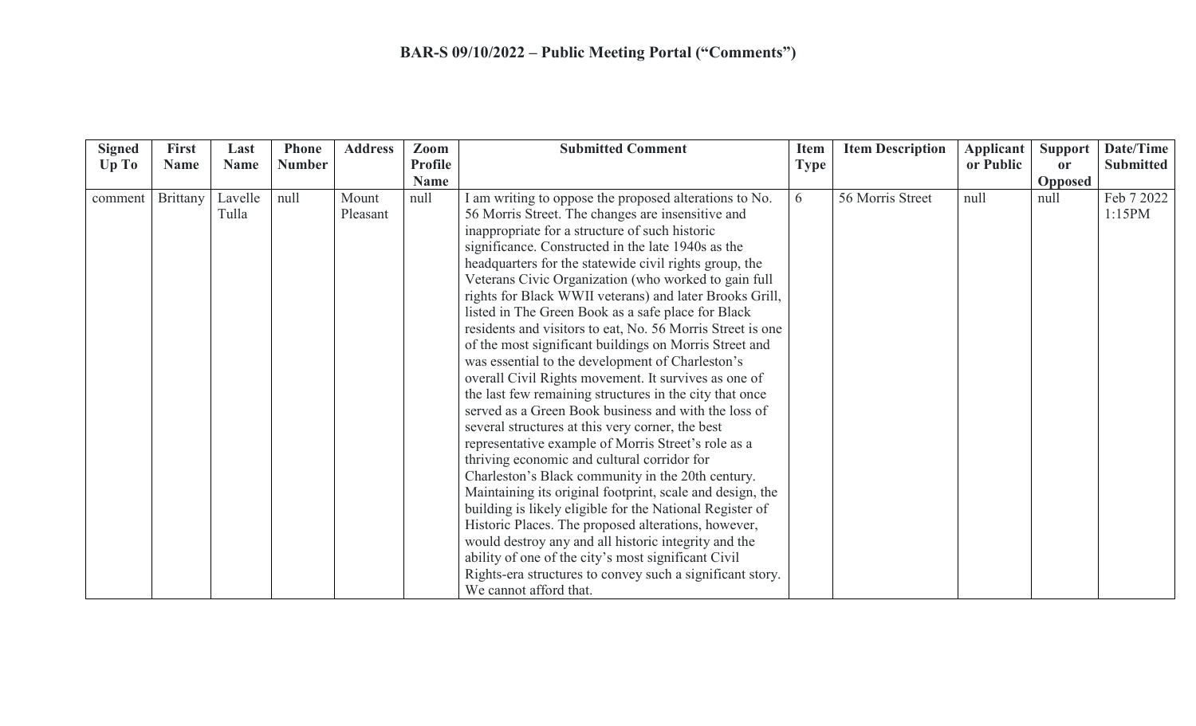# BAR-S 09/10/2022 – Public Meeting Portal ("Comments")

| Signed Up To | First Name | Last Name | Phone Number | Address | Zoom Profile Name | Submitted Comment | Item Type | Item Description | Applicant or Public | Support or Opposed | Date/Time Submitted |
|---|---|---|---|---|---|---|---|---|---|---|---|
| comment | Brittany | Lavelle Tulla | null | Mount Pleasant | null | I am writing to oppose the proposed alterations to No. 56 Morris Street. The changes are insensitive and inappropriate for a structure of such historic significance. Constructed in the late 1940s as the headquarters for the statewide civil rights group, the Veterans Civic Organization (who worked to gain full rights for Black WWII veterans) and later Brooks Grill, listed in The Green Book as a safe place for Black residents and visitors to eat, No. 56 Morris Street is one of the most significant buildings on Morris Street and was essential to the development of Charleston's overall Civil Rights movement. It survives as one of the last few remaining structures in the city that once served as a Green Book business and with the loss of several structures at this very corner, the best representative example of Morris Street's role as a thriving economic and cultural corridor for Charleston's Black community in the 20th century. Maintaining its original footprint, scale and design, the building is likely eligible for the National Register of Historic Places. The proposed alterations, however, would destroy any and all historic integrity and the ability of one of the city's most significant Civil Rights-era structures to convey such a significant story. We cannot afford that. | 6 | 56 Morris Street | null | null | Feb 7 2022 1:15PM |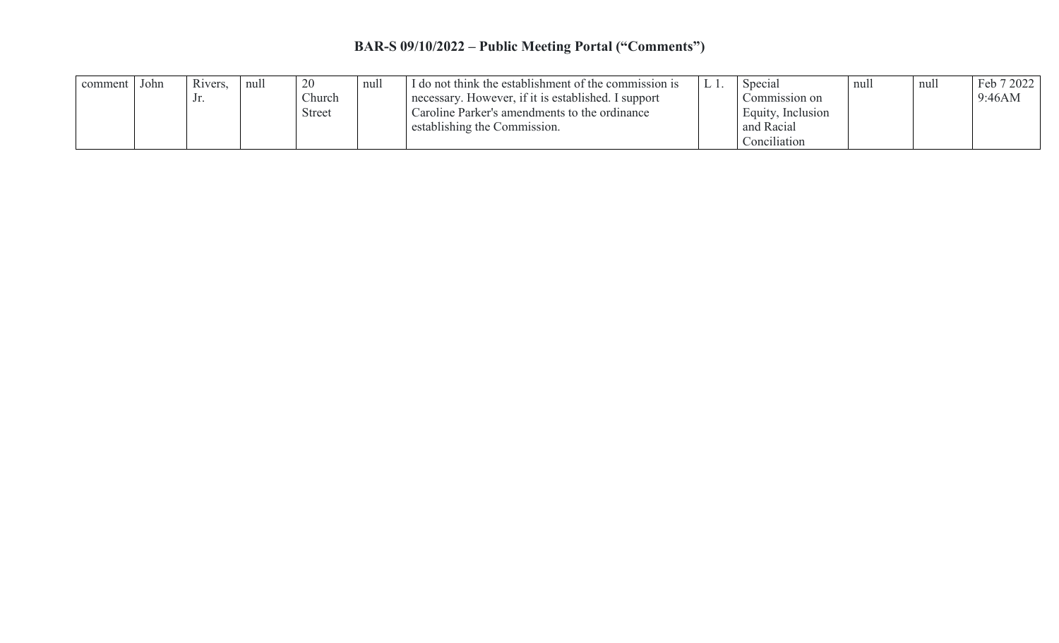# BAR-S 09/10/2022 – Public Meeting Portal ("Comments")

| | | | | | | | | | | | |
|---|---|---|---|---|---|---|---|---|---|---|---|
| comment | John | Rivers, Jr. | null | 20 Church Street | null | I do not think the establishment of the commission is necessary. However, if it is established. I support Caroline Parker's amendments to the ordinance establishing the Commission. | L 1. | Special Commission on Equity, Inclusion and Racial Conciliation | null | null | Feb 7 2022 9:46AM |